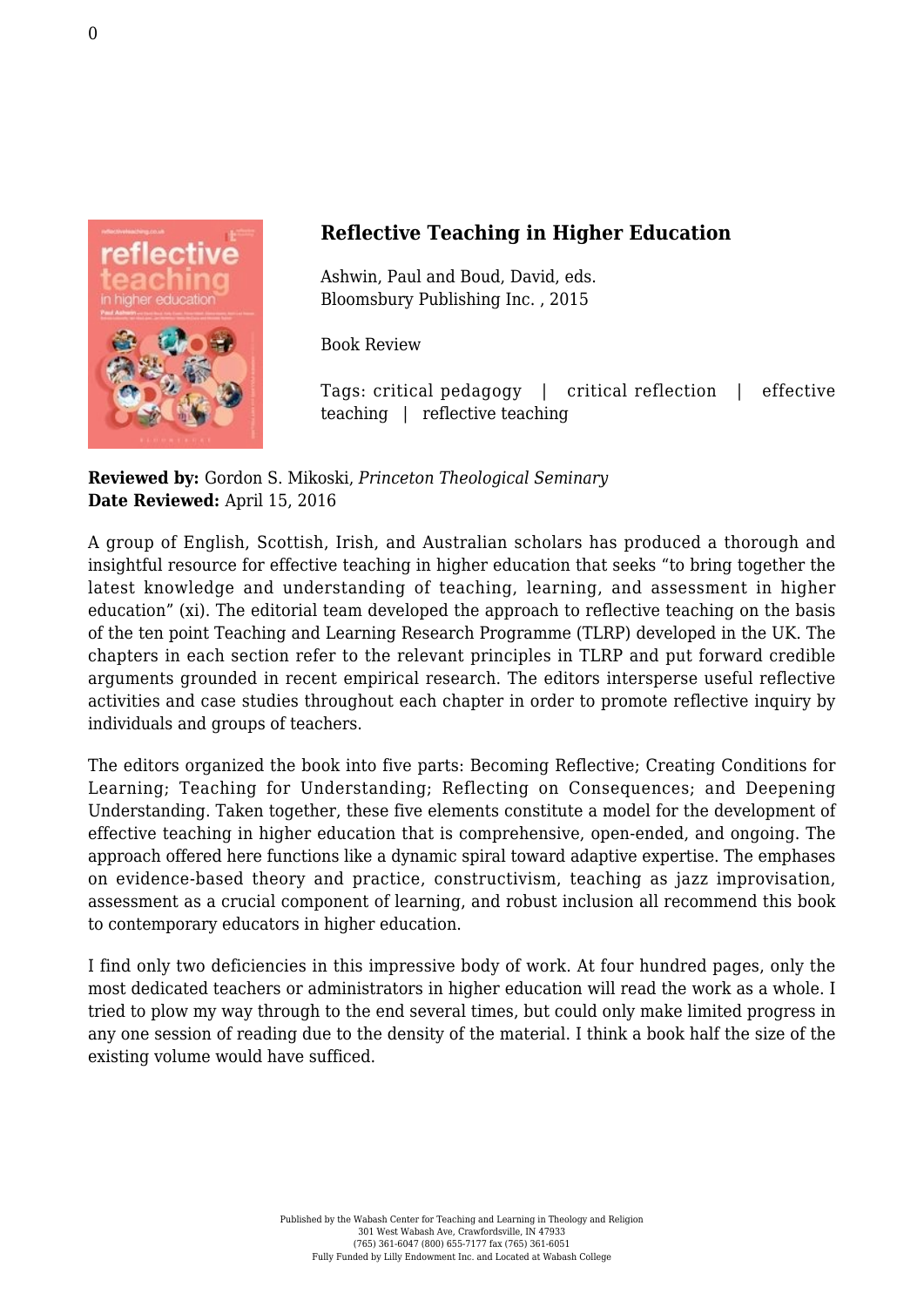# Reflective Teaching in Higher Education

Ashwin, Paul and Boud, David, eds.
Bloomsbury Publishing Inc. , 2015

Book Review

Tags: critical pedagogy | critical reflection | effective teaching | reflective teaching

**Reviewed by:** Gordon S. Mikoski, *Princeton Theological Seminary*
**Date Reviewed:** April 15, 2016

A group of English, Scottish, Irish, and Australian scholars has produced a thorough and insightful resource for effective teaching in higher education that seeks "to bring together the latest knowledge and understanding of teaching, learning, and assessment in higher education" (xi). The editorial team developed the approach to reflective teaching on the basis of the ten point Teaching and Learning Research Programme (TLRP) developed in the UK. The chapters in each section refer to the relevant principles in TLRP and put forward credible arguments grounded in recent empirical research. The editors intersperse useful reflective activities and case studies throughout each chapter in order to promote reflective inquiry by individuals and groups of teachers.

The editors organized the book into five parts: Becoming Reflective; Creating Conditions for Learning; Teaching for Understanding; Reflecting on Consequences; and Deepening Understanding. Taken together, these five elements constitute a model for the development of effective teaching in higher education that is comprehensive, open-ended, and ongoing. The approach offered here functions like a dynamic spiral toward adaptive expertise. The emphases on evidence-based theory and practice, constructivism, teaching as jazz improvisation, assessment as a crucial component of learning, and robust inclusion all recommend this book to contemporary educators in higher education.

I find only two deficiencies in this impressive body of work. At four hundred pages, only the most dedicated teachers or administrators in higher education will read the work as a whole. I tried to plow my way through to the end several times, but could only make limited progress in any one session of reading due to the density of the material. I think a book half the size of the existing volume would have sufficed.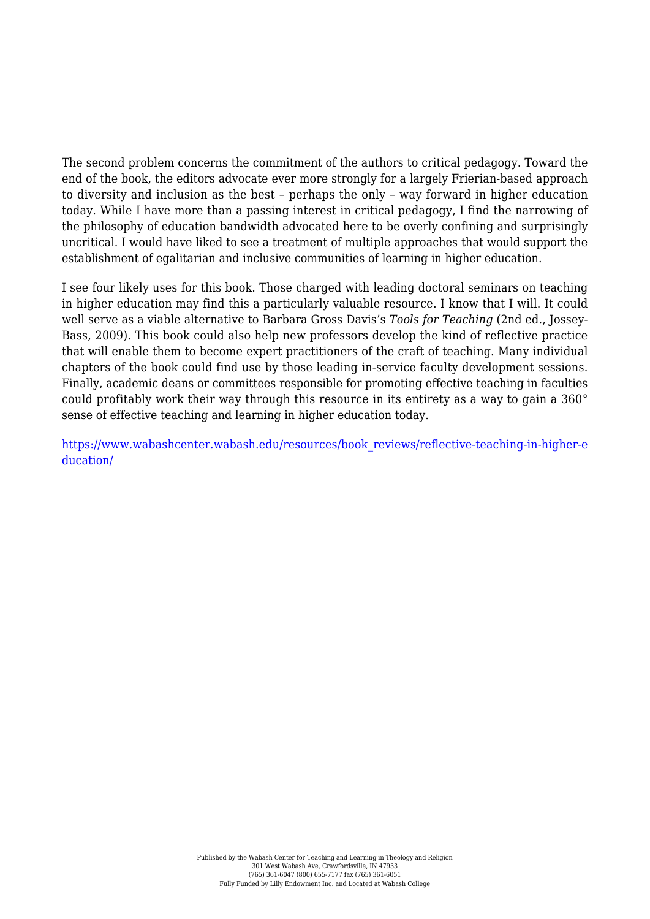The second problem concerns the commitment of the authors to critical pedagogy. Toward the end of the book, the editors advocate ever more strongly for a largely Frierian-based approach to diversity and inclusion as the best – perhaps the only – way forward in higher education today. While I have more than a passing interest in critical pedagogy, I find the narrowing of the philosophy of education bandwidth advocated here to be overly confining and surprisingly uncritical. I would have liked to see a treatment of multiple approaches that would support the establishment of egalitarian and inclusive communities of learning in higher education.

I see four likely uses for this book. Those charged with leading doctoral seminars on teaching in higher education may find this a particularly valuable resource. I know that I will. It could well serve as a viable alternative to Barbara Gross Davis's *Tools for Teaching* (2nd ed., Jossey-Bass, 2009). This book could also help new professors develop the kind of reflective practice that will enable them to become expert practitioners of the craft of teaching. Many individual chapters of the book could find use by those leading in-service faculty development sessions. Finally, academic deans or committees responsible for promoting effective teaching in faculties could profitably work their way through this resource in its entirety as a way to gain a 360° sense of effective teaching and learning in higher education today.

[https://www.wabashcenter.wabash.edu/resources/book_reviews/reflective-teaching-in-higher-education/](https://www.wabashcenter.wabash.edu/resources/book_reviews/reflective-teaching-in-higher-education/)